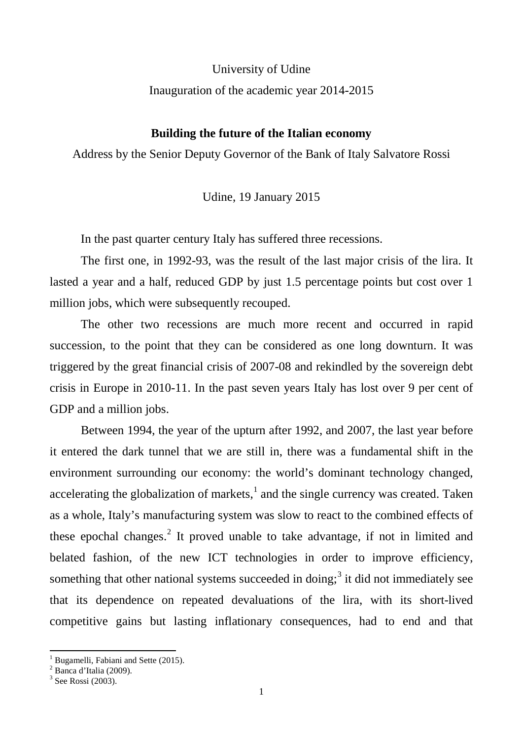University of Udine

Inauguration of the academic year 2014-2015

**Building the future of the Italian economy**

Address by the Senior Deputy Governor of the Bank of Italy Salvatore Rossi

Udine, 19 January 2015

In the past quarter century Italy has suffered three recessions.

The first one, in 1992-93, was the result of the last major crisis of the lira. It lasted a year and a half, reduced GDP by just 1.5 percentage points but cost over 1 million jobs, which were subsequently recouped.

The other two recessions are much more recent and occurred in rapid succession, to the point that they can be considered as one long downturn. It was triggered by the great financial crisis of 2007-08 and rekindled by the sovereign debt crisis in Europe in 2010-11. In the past seven years Italy has lost over 9 per cent of GDP and a million jobs.

Between 1994, the year of the upturn after 1992, and 2007, the last year before it entered the dark tunnel that we are still in, there was a fundamental shift in the environment surrounding our economy: the world's dominant technology changed, accelerating the globalization of markets,[1] and the single currency was created. Taken as a whole, Italy's manufacturing system was slow to react to the combined effects of these epochal changes.[2] It proved unable to take advantage, if not in limited and belated fashion, of the new ICT technologies in order to improve efficiency, something that other national systems succeeded in doing;[3] it did not immediately see that its dependence on repeated devaluations of the lira, with its short-lived competitive gains but lasting inflationary consequences, had to end and that

---

[1] Bugamelli, Fabiani and Sette (2015).

[2] Banca d'Italia (2009).

[3] See Rossi (2003).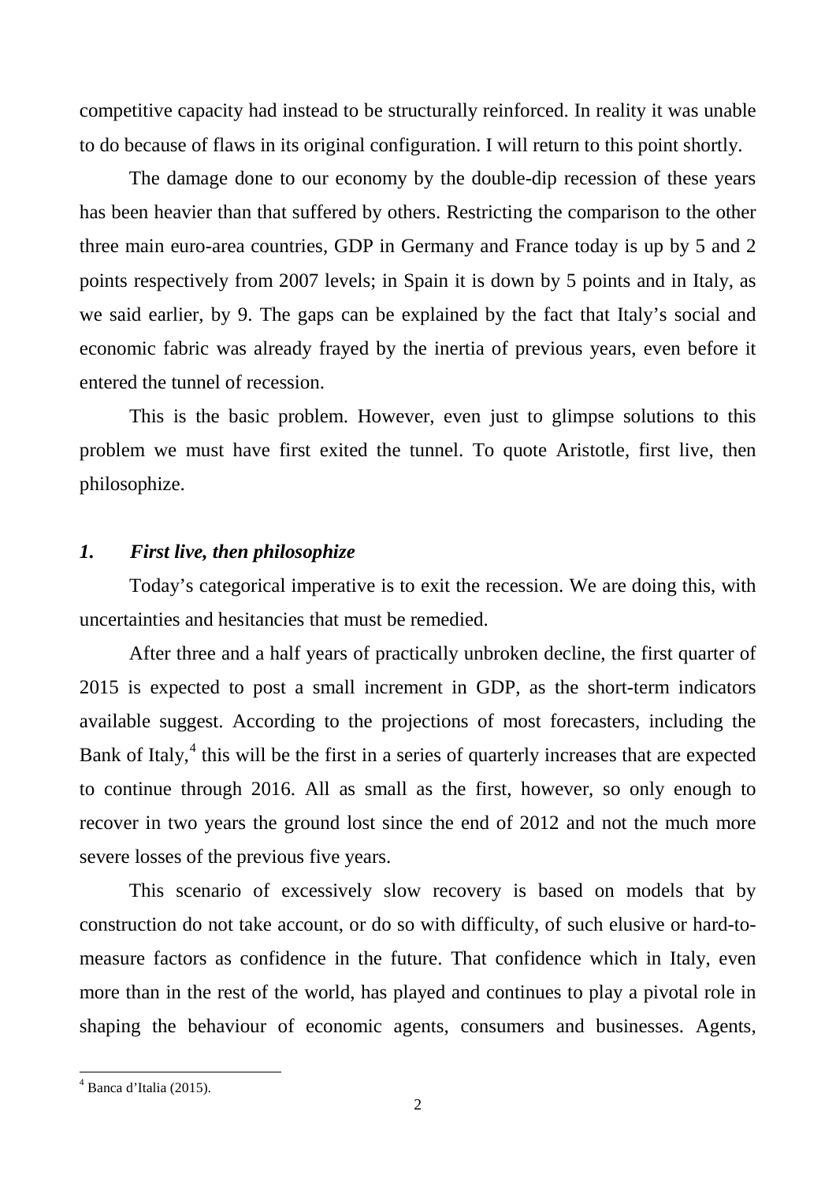competitive capacity had instead to be structurally reinforced. In reality it was unable to do because of flaws in its original configuration. I will return to this point shortly.

The damage done to our economy by the double-dip recession of these years has been heavier than that suffered by others. Restricting the comparison to the other three main euro-area countries, GDP in Germany and France today is up by 5 and 2 points respectively from 2007 levels; in Spain it is down by 5 points and in Italy, as we said earlier, by 9. The gaps can be explained by the fact that Italy's social and economic fabric was already frayed by the inertia of previous years, even before it entered the tunnel of recession.

This is the basic problem. However, even just to glimpse solutions to this problem we must have first exited the tunnel. To quote Aristotle, first live, then philosophize.

## *1. First live, then philosophize*

Today's categorical imperative is to exit the recession. We are doing this, with uncertainties and hesitancies that must be remedied.

After three and a half years of practically unbroken decline, the first quarter of 2015 is expected to post a small increment in GDP, as the short-term indicators available suggest. According to the projections of most forecasters, including the Bank of Italy,[4] this will be the first in a series of quarterly increases that are expected to continue through 2016. All as small as the first, however, so only enough to recover in two years the ground lost since the end of 2012 and not the much more severe losses of the previous five years.

This scenario of excessively slow recovery is based on models that by construction do not take account, or do so with difficulty, of such elusive or hard-to-measure factors as confidence in the future. That confidence which in Italy, even more than in the rest of the world, has played and continues to play a pivotal role in shaping the behaviour of economic agents, consumers and businesses. Agents,

[4] Banca d'Italia (2015).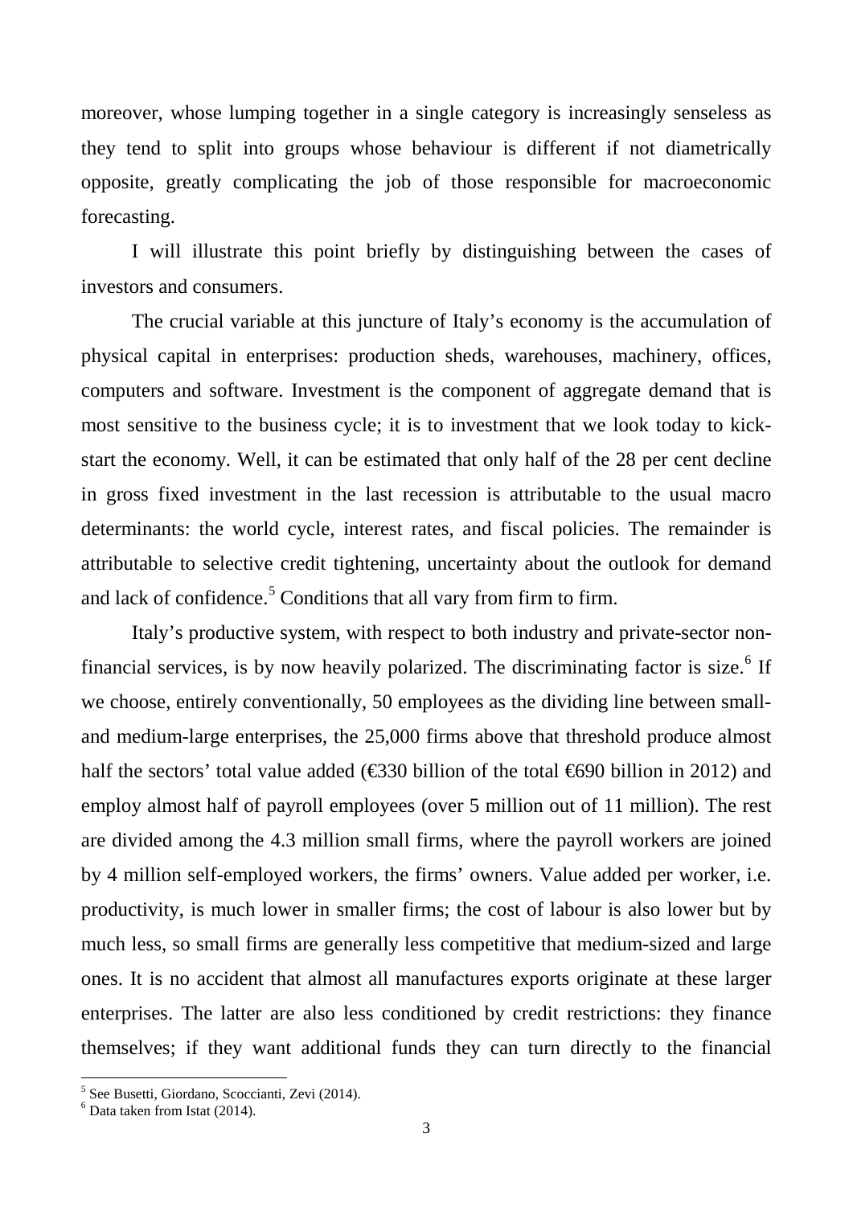moreover, whose lumping together in a single category is increasingly senseless as they tend to split into groups whose behaviour is different if not diametrically opposite, greatly complicating the job of those responsible for macroeconomic forecasting.

I will illustrate this point briefly by distinguishing between the cases of investors and consumers.

The crucial variable at this juncture of Italy's economy is the accumulation of physical capital in enterprises: production sheds, warehouses, machinery, offices, computers and software. Investment is the component of aggregate demand that is most sensitive to the business cycle; it is to investment that we look today to kick-start the economy. Well, it can be estimated that only half of the 28 per cent decline in gross fixed investment in the last recession is attributable to the usual macro determinants: the world cycle, interest rates, and fiscal policies. The remainder is attributable to selective credit tightening, uncertainty about the outlook for demand and lack of confidence.[5] Conditions that all vary from firm to firm.

Italy's productive system, with respect to both industry and private-sector non-financial services, is by now heavily polarized. The discriminating factor is size.[6] If we choose, entirely conventionally, 50 employees as the dividing line between small- and medium-large enterprises, the 25,000 firms above that threshold produce almost half the sectors' total value added (€330 billion of the total €690 billion in 2012) and employ almost half of payroll employees (over 5 million out of 11 million). The rest are divided among the 4.3 million small firms, where the payroll workers are joined by 4 million self-employed workers, the firms' owners. Value added per worker, i.e. productivity, is much lower in smaller firms; the cost of labour is also lower but by much less, so small firms are generally less competitive that medium-sized and large ones. It is no accident that almost all manufactures exports originate at these larger enterprises. The latter are also less conditioned by credit restrictions: they finance themselves; if they want additional funds they can turn directly to the financial

[5] See Busetti, Giordano, Scoccianti, Zevi (2014).

[6] Data taken from Istat (2014).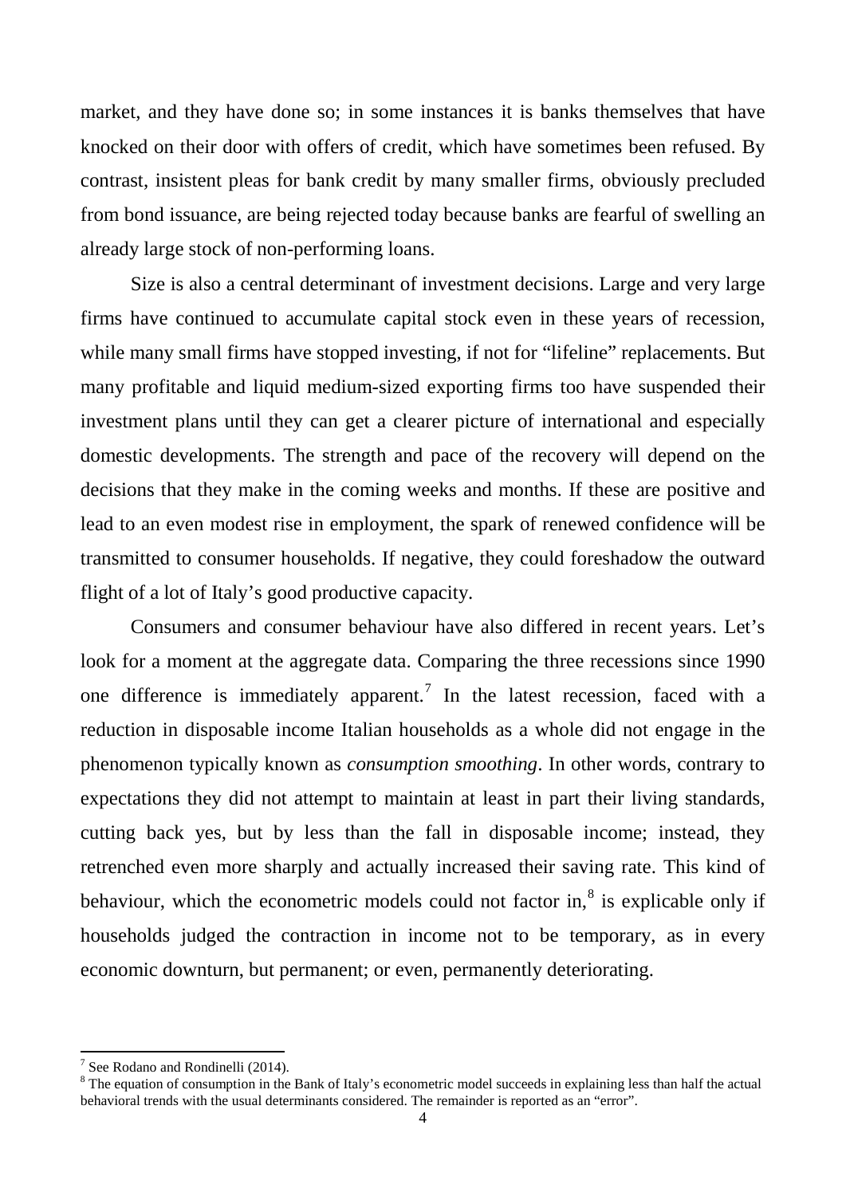market, and they have done so; in some instances it is banks themselves that have knocked on their door with offers of credit, which have sometimes been refused. By contrast, insistent pleas for bank credit by many smaller firms, obviously precluded from bond issuance, are being rejected today because banks are fearful of swelling an already large stock of non-performing loans.

Size is also a central determinant of investment decisions. Large and very large firms have continued to accumulate capital stock even in these years of recession, while many small firms have stopped investing, if not for "lifeline" replacements. But many profitable and liquid medium-sized exporting firms too have suspended their investment plans until they can get a clearer picture of international and especially domestic developments. The strength and pace of the recovery will depend on the decisions that they make in the coming weeks and months. If these are positive and lead to an even modest rise in employment, the spark of renewed confidence will be transmitted to consumer households. If negative, they could foreshadow the outward flight of a lot of Italy's good productive capacity.

Consumers and consumer behaviour have also differed in recent years. Let's look for a moment at the aggregate data. Comparing the three recessions since 1990 one difference is immediately apparent.[7] In the latest recession, faced with a reduction in disposable income Italian households as a whole did not engage in the phenomenon typically known as *consumption smoothing*. In other words, contrary to expectations they did not attempt to maintain at least in part their living standards, cutting back yes, but by less than the fall in disposable income; instead, they retrenched even more sharply and actually increased their saving rate. This kind of behaviour, which the econometric models could not factor in,[8] is explicable only if households judged the contraction in income not to be temporary, as in every economic downturn, but permanent; or even, permanently deteriorating.

[7] See Rodano and Rondinelli (2014).

[8] The equation of consumption in the Bank of Italy's econometric model succeeds in explaining less than half the actual behavioral trends with the usual determinants considered. The remainder is reported as an "error".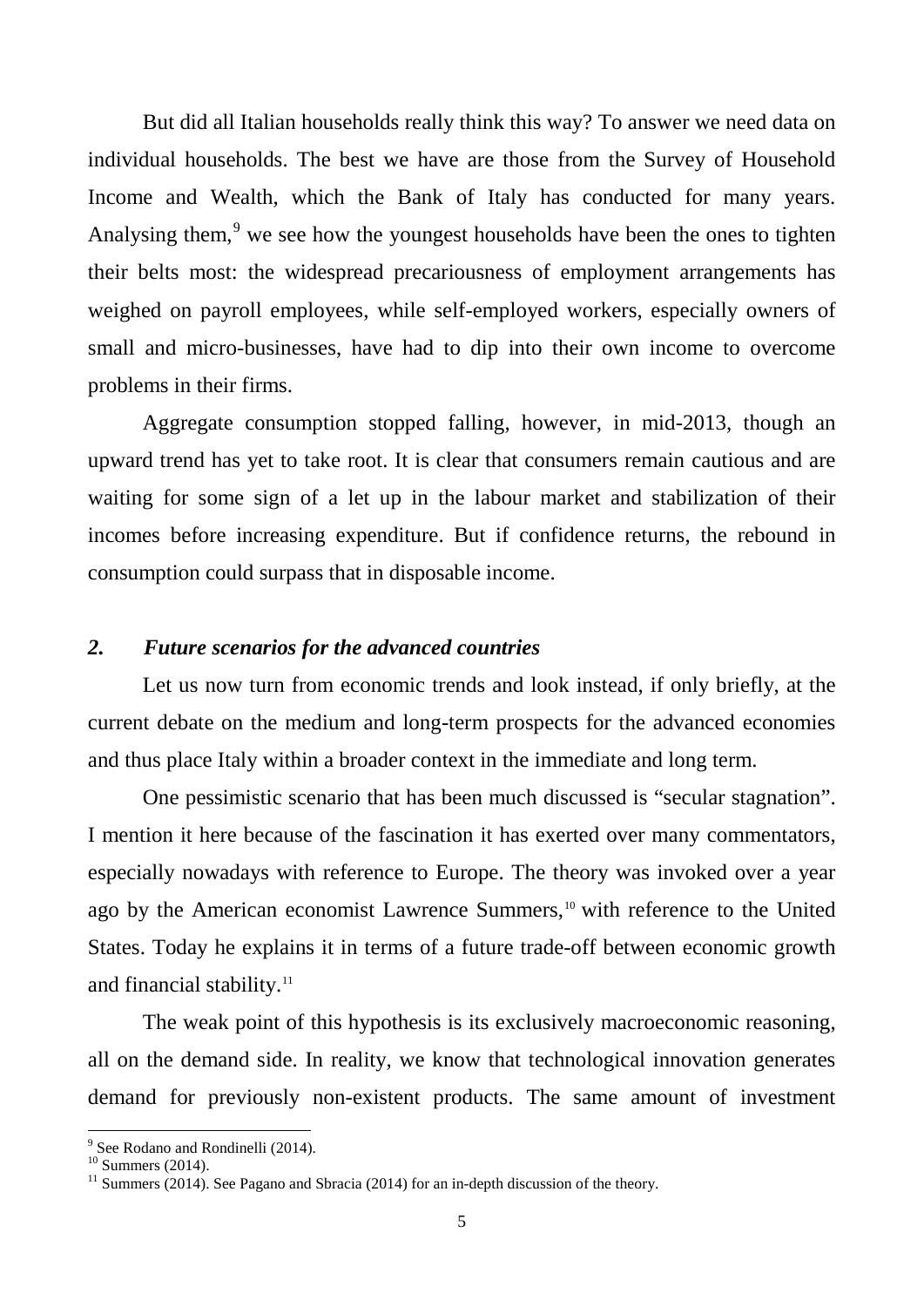But did all Italian households really think this way? To answer we need data on individual households. The best we have are those from the Survey of Household Income and Wealth, which the Bank of Italy has conducted for many years. Analysing them,[9] we see how the youngest households have been the ones to tighten their belts most: the widespread precariousness of employment arrangements has weighed on payroll employees, while self-employed workers, especially owners of small and micro-businesses, have had to dip into their own income to overcome problems in their firms.

Aggregate consumption stopped falling, however, in mid-2013, though an upward trend has yet to take root. It is clear that consumers remain cautious and are waiting for some sign of a let up in the labour market and stabilization of their incomes before increasing expenditure. But if confidence returns, the rebound in consumption could surpass that in disposable income.

## *2. Future scenarios for the advanced countries*

Let us now turn from economic trends and look instead, if only briefly, at the current debate on the medium and long-term prospects for the advanced economies and thus place Italy within a broader context in the immediate and long term.

One pessimistic scenario that has been much discussed is "secular stagnation". I mention it here because of the fascination it has exerted over many commentators, especially nowadays with reference to Europe. The theory was invoked over a year ago by the American economist Lawrence Summers,[10] with reference to the United States. Today he explains it in terms of a future trade-off between economic growth and financial stability.[11]

The weak point of this hypothesis is its exclusively macroeconomic reasoning, all on the demand side. In reality, we know that technological innovation generates demand for previously non-existent products. The same amount of investment

---

[9] See Rodano and Rondinelli (2014).

[10] Summers (2014).

[11] Summers (2014). See Pagano and Sbracia (2014) for an in-depth discussion of the theory.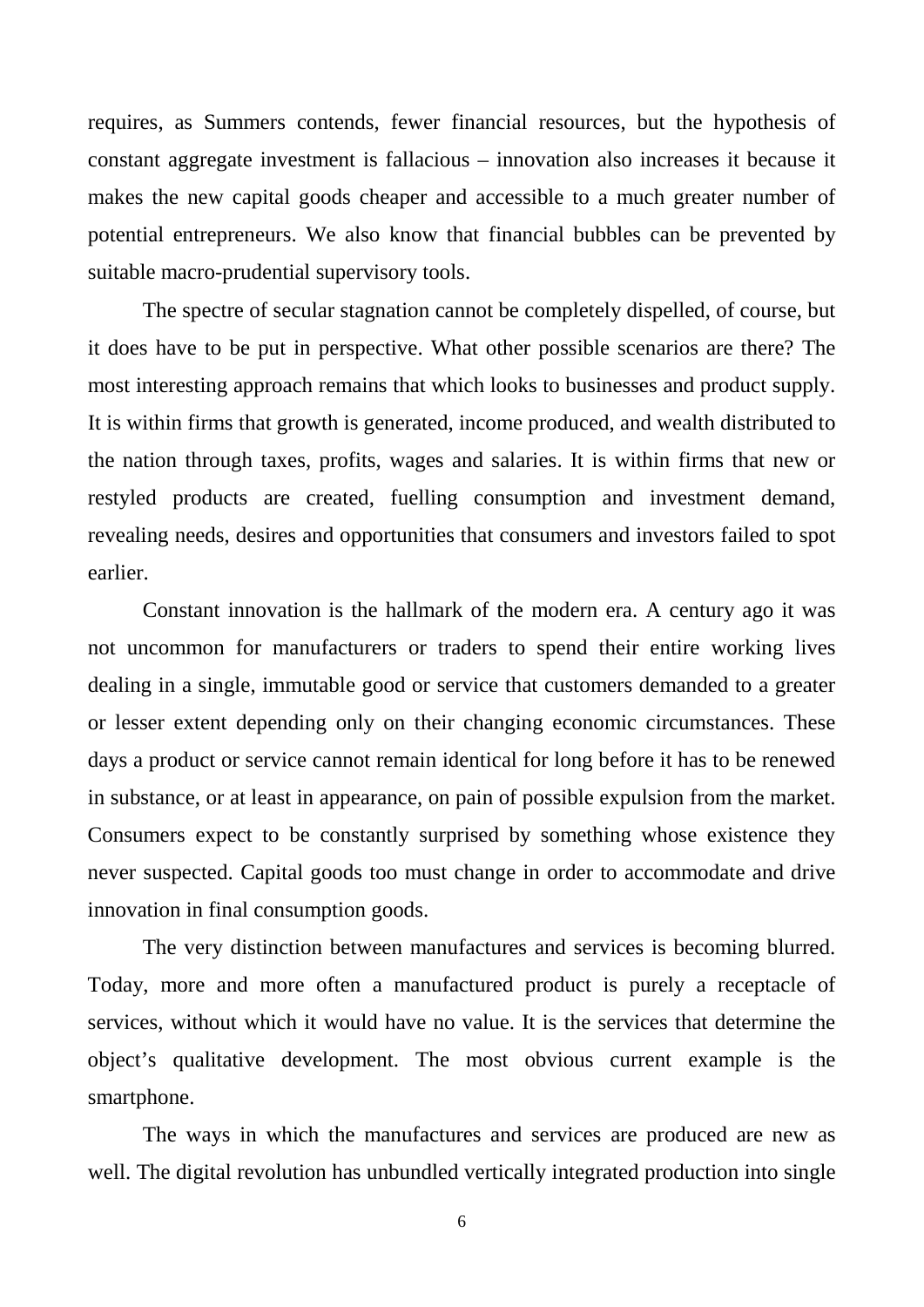requires, as Summers contends, fewer financial resources, but the hypothesis of constant aggregate investment is fallacious – innovation also increases it because it makes the new capital goods cheaper and accessible to a much greater number of potential entrepreneurs. We also know that financial bubbles can be prevented by suitable macro-prudential supervisory tools.

The spectre of secular stagnation cannot be completely dispelled, of course, but it does have to be put in perspective. What other possible scenarios are there? The most interesting approach remains that which looks to businesses and product supply. It is within firms that growth is generated, income produced, and wealth distributed to the nation through taxes, profits, wages and salaries. It is within firms that new or restyled products are created, fuelling consumption and investment demand, revealing needs, desires and opportunities that consumers and investors failed to spot earlier.

Constant innovation is the hallmark of the modern era. A century ago it was not uncommon for manufacturers or traders to spend their entire working lives dealing in a single, immutable good or service that customers demanded to a greater or lesser extent depending only on their changing economic circumstances. These days a product or service cannot remain identical for long before it has to be renewed in substance, or at least in appearance, on pain of possible expulsion from the market. Consumers expect to be constantly surprised by something whose existence they never suspected. Capital goods too must change in order to accommodate and drive innovation in final consumption goods.

The very distinction between manufactures and services is becoming blurred. Today, more and more often a manufactured product is purely a receptacle of services, without which it would have no value. It is the services that determine the object's qualitative development. The most obvious current example is the smartphone.

The ways in which the manufactures and services are produced are new as well. The digital revolution has unbundled vertically integrated production into single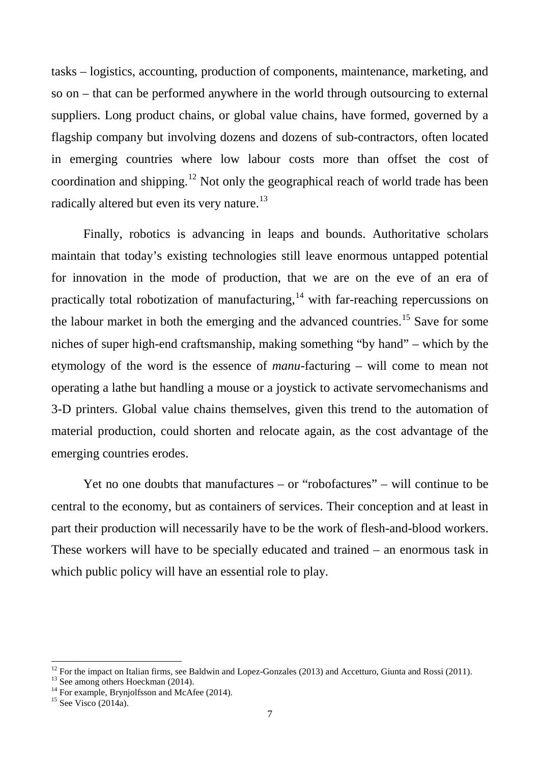tasks – logistics, accounting, production of components, maintenance, marketing, and so on – that can be performed anywhere in the world through outsourcing to external suppliers. Long product chains, or global value chains, have formed, governed by a flagship company but involving dozens and dozens of sub-contractors, often located in emerging countries where low labour costs more than offset the cost of coordination and shipping.[12] Not only the geographical reach of world trade has been radically altered but even its very nature.[13]

Finally, robotics is advancing in leaps and bounds. Authoritative scholars maintain that today's existing technologies still leave enormous untapped potential for innovation in the mode of production, that we are on the eve of an era of practically total robotization of manufacturing,[14] with far-reaching repercussions on the labour market in both the emerging and the advanced countries.[15] Save for some niches of super high-end craftsmanship, making something "by hand" – which by the etymology of the word is the essence of *manu*-facturing – will come to mean not operating a lathe but handling a mouse or a joystick to activate servomechanisms and 3-D printers. Global value chains themselves, given this trend to the automation of material production, could shorten and relocate again, as the cost advantage of the emerging countries erodes.

Yet no one doubts that manufactures – or "robofactures" – will continue to be central to the economy, but as containers of services. Their conception and at least in part their production will necessarily have to be the work of flesh-and-blood workers. These workers will have to be specially educated and trained – an enormous task in which public policy will have an essential role to play.

---

[12] For the impact on Italian firms, see Baldwin and Lopez-Gonzales (2013) and Accetturo, Giunta and Rossi (2011).

[13] See among others Hoeckman (2014).

[14] For example, Brynjolfsson and McAfee (2014).

[15] See Visco (2014a).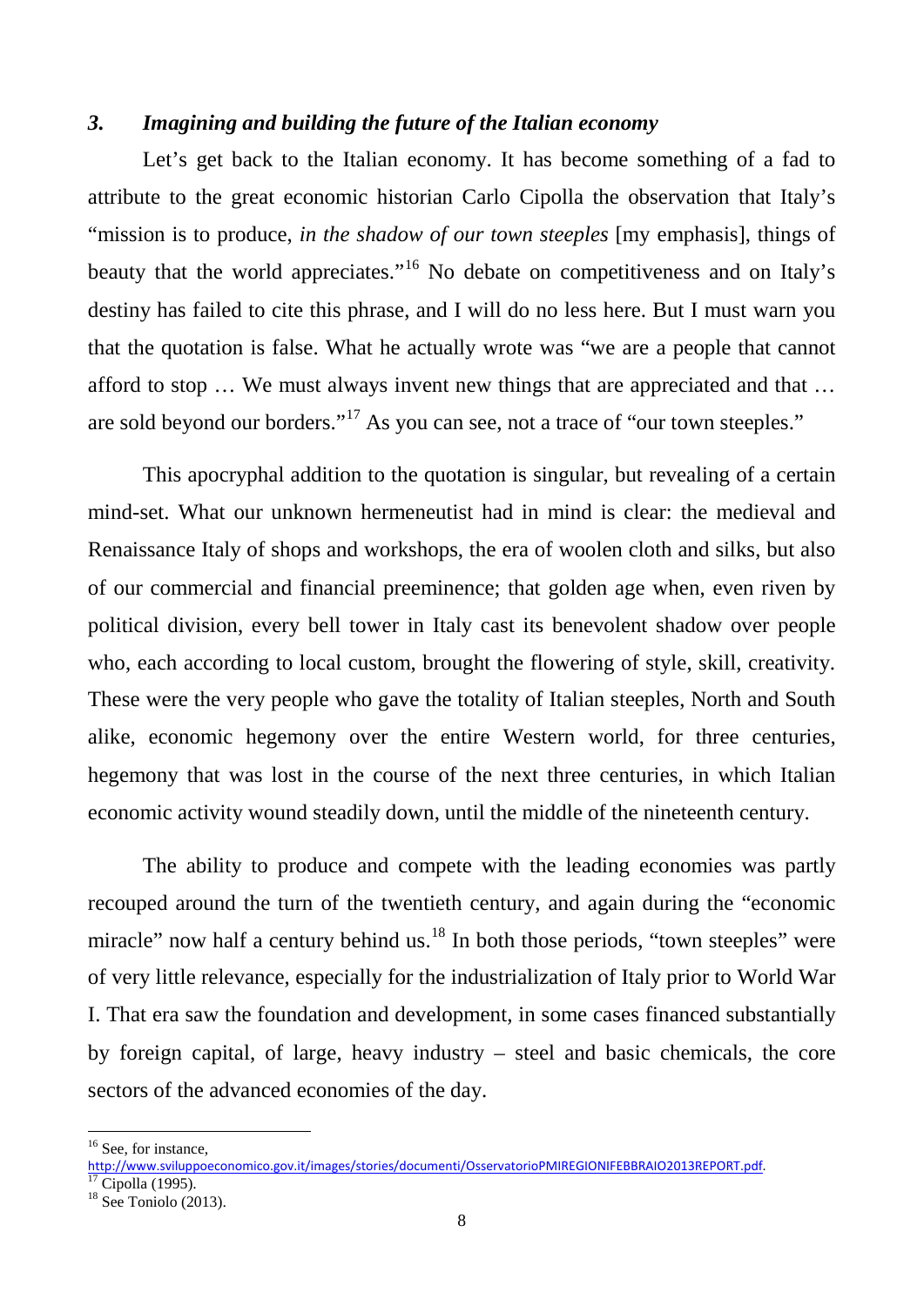### *3. Imagining and building the future of the Italian economy*

Let's get back to the Italian economy. It has become something of a fad to attribute to the great economic historian Carlo Cipolla the observation that Italy's "mission is to produce, *in the shadow of our town steeples* [my emphasis], things of beauty that the world appreciates."[16] No debate on competitiveness and on Italy's destiny has failed to cite this phrase, and I will do no less here. But I must warn you that the quotation is false. What he actually wrote was "we are a people that cannot afford to stop … We must always invent new things that are appreciated and that … are sold beyond our borders."[17] As you can see, not a trace of "our town steeples."

This apocryphal addition to the quotation is singular, but revealing of a certain mind-set. What our unknown hermeneutist had in mind is clear: the medieval and Renaissance Italy of shops and workshops, the era of woolen cloth and silks, but also of our commercial and financial preeminence; that golden age when, even riven by political division, every bell tower in Italy cast its benevolent shadow over people who, each according to local custom, brought the flowering of style, skill, creativity. These were the very people who gave the totality of Italian steeples, North and South alike, economic hegemony over the entire Western world, for three centuries, hegemony that was lost in the course of the next three centuries, in which Italian economic activity wound steadily down, until the middle of the nineteenth century.

The ability to produce and compete with the leading economies was partly recouped around the turn of the twentieth century, and again during the "economic miracle" now half a century behind us.[18] In both those periods, "town steeples" were of very little relevance, especially for the industrialization of Italy prior to World War I. That era saw the foundation and development, in some cases financed substantially by foreign capital, of large, heavy industry – steel and basic chemicals, the core sectors of the advanced economies of the day.

---

[16] See, for instance, http://www.sviluppoeconomico.gov.it/images/stories/documenti/OsservatorioPMIREGIONIFEBBRAIO2013REPORT.pdf.

[17] Cipolla (1995).

[18] See Toniolo (2013).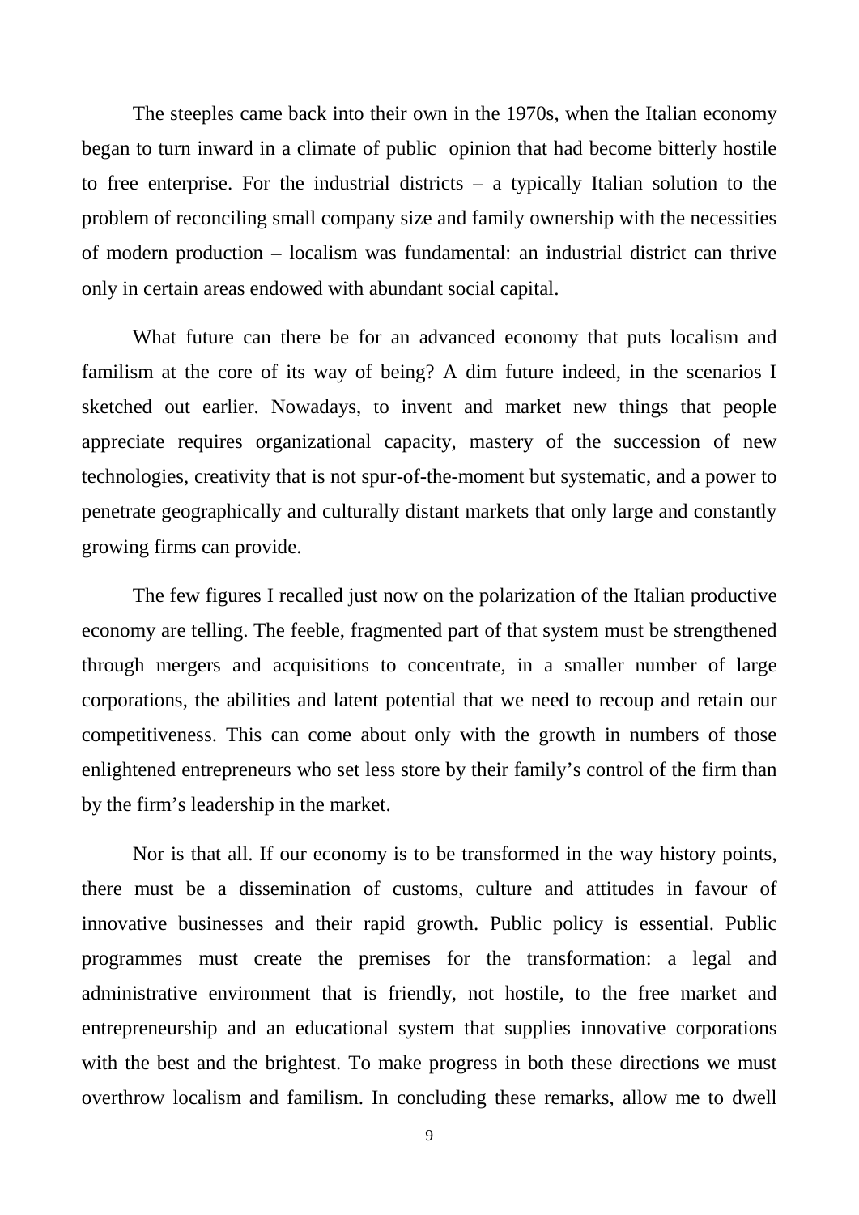The steeples came back into their own in the 1970s, when the Italian economy began to turn inward in a climate of public opinion that had become bitterly hostile to free enterprise. For the industrial districts – a typically Italian solution to the problem of reconciling small company size and family ownership with the necessities of modern production – localism was fundamental: an industrial district can thrive only in certain areas endowed with abundant social capital.

What future can there be for an advanced economy that puts localism and familism at the core of its way of being? A dim future indeed, in the scenarios I sketched out earlier. Nowadays, to invent and market new things that people appreciate requires organizational capacity, mastery of the succession of new technologies, creativity that is not spur-of-the-moment but systematic, and a power to penetrate geographically and culturally distant markets that only large and constantly growing firms can provide.

The few figures I recalled just now on the polarization of the Italian productive economy are telling. The feeble, fragmented part of that system must be strengthened through mergers and acquisitions to concentrate, in a smaller number of large corporations, the abilities and latent potential that we need to recoup and retain our competitiveness. This can come about only with the growth in numbers of those enlightened entrepreneurs who set less store by their family's control of the firm than by the firm's leadership in the market.

Nor is that all. If our economy is to be transformed in the way history points, there must be a dissemination of customs, culture and attitudes in favour of innovative businesses and their rapid growth. Public policy is essential. Public programmes must create the premises for the transformation: a legal and administrative environment that is friendly, not hostile, to the free market and entrepreneurship and an educational system that supplies innovative corporations with the best and the brightest. To make progress in both these directions we must overthrow localism and familism. In concluding these remarks, allow me to dwell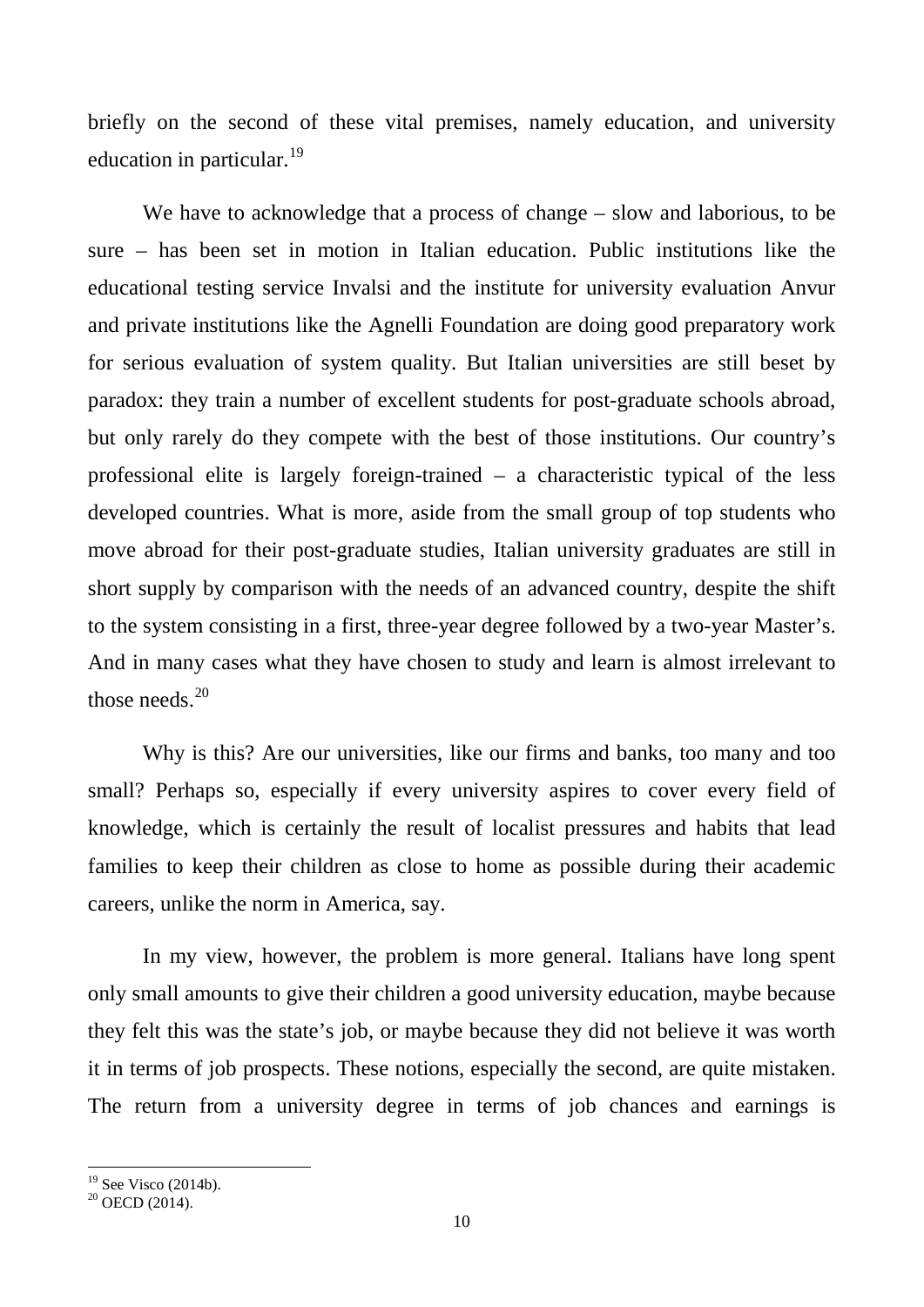briefly on the second of these vital premises, namely education, and university education in particular.[19]

We have to acknowledge that a process of change – slow and laborious, to be sure – has been set in motion in Italian education. Public institutions like the educational testing service Invalsi and the institute for university evaluation Anvur and private institutions like the Agnelli Foundation are doing good preparatory work for serious evaluation of system quality. But Italian universities are still beset by paradox: they train a number of excellent students for post-graduate schools abroad, but only rarely do they compete with the best of those institutions. Our country's professional elite is largely foreign-trained – a characteristic typical of the less developed countries. What is more, aside from the small group of top students who move abroad for their post-graduate studies, Italian university graduates are still in short supply by comparison with the needs of an advanced country, despite the shift to the system consisting in a first, three-year degree followed by a two-year Master's. And in many cases what they have chosen to study and learn is almost irrelevant to those needs.[20]

Why is this? Are our universities, like our firms and banks, too many and too small? Perhaps so, especially if every university aspires to cover every field of knowledge, which is certainly the result of localist pressures and habits that lead families to keep their children as close to home as possible during their academic careers, unlike the norm in America, say.

In my view, however, the problem is more general. Italians have long spent only small amounts to give their children a good university education, maybe because they felt this was the state's job, or maybe because they did not believe it was worth it in terms of job prospects. These notions, especially the second, are quite mistaken. The return from a university degree in terms of job chances and earnings is

---

[19] See Visco (2014b).

[20] OECD (2014).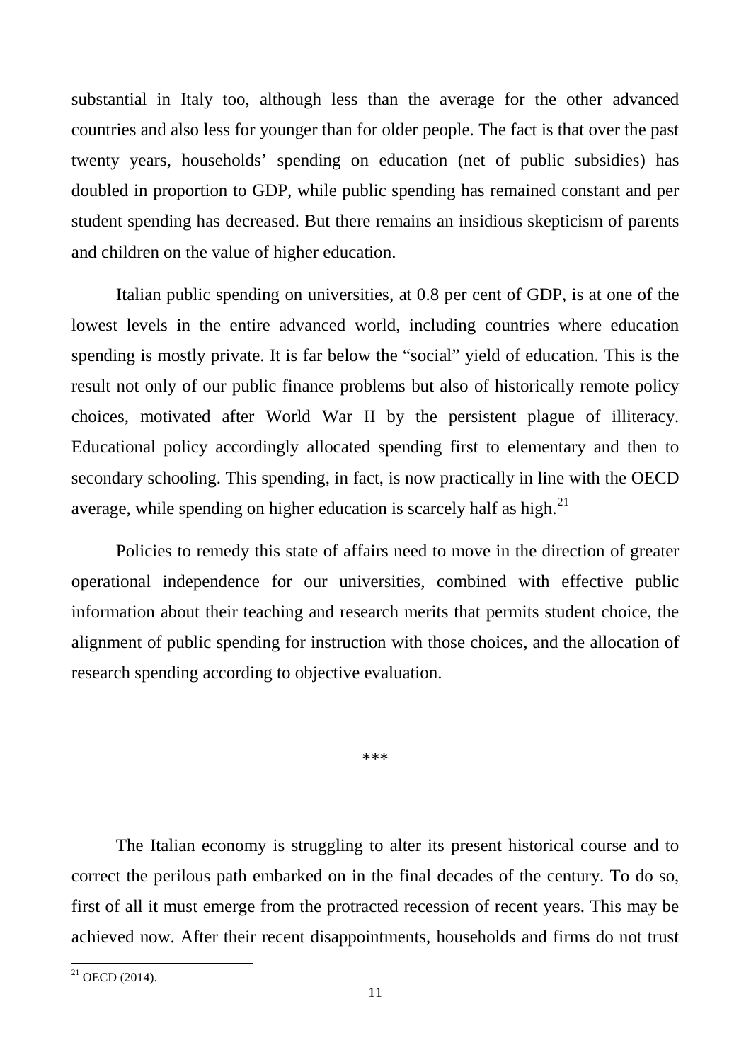substantial in Italy too, although less than the average for the other advanced countries and also less for younger than for older people. The fact is that over the past twenty years, households' spending on education (net of public subsidies) has doubled in proportion to GDP, while public spending has remained constant and per student spending has decreased. But there remains an insidious skepticism of parents and children on the value of higher education.

Italian public spending on universities, at 0.8 per cent of GDP, is at one of the lowest levels in the entire advanced world, including countries where education spending is mostly private. It is far below the "social" yield of education. This is the result not only of our public finance problems but also of historically remote policy choices, motivated after World War II by the persistent plague of illiteracy. Educational policy accordingly allocated spending first to elementary and then to secondary schooling. This spending, in fact, is now practically in line with the OECD average, while spending on higher education is scarcely half as high.[21]

Policies to remedy this state of affairs need to move in the direction of greater operational independence for our universities, combined with effective public information about their teaching and research merits that permits student choice, the alignment of public spending for instruction with those choices, and the allocation of research spending according to objective evaluation.

\*\*\*

The Italian economy is struggling to alter its present historical course and to correct the perilous path embarked on in the final decades of the century. To do so, first of all it must emerge from the protracted recession of recent years. This may be achieved now. After their recent disappointments, households and firms do not trust

[21] OECD (2014).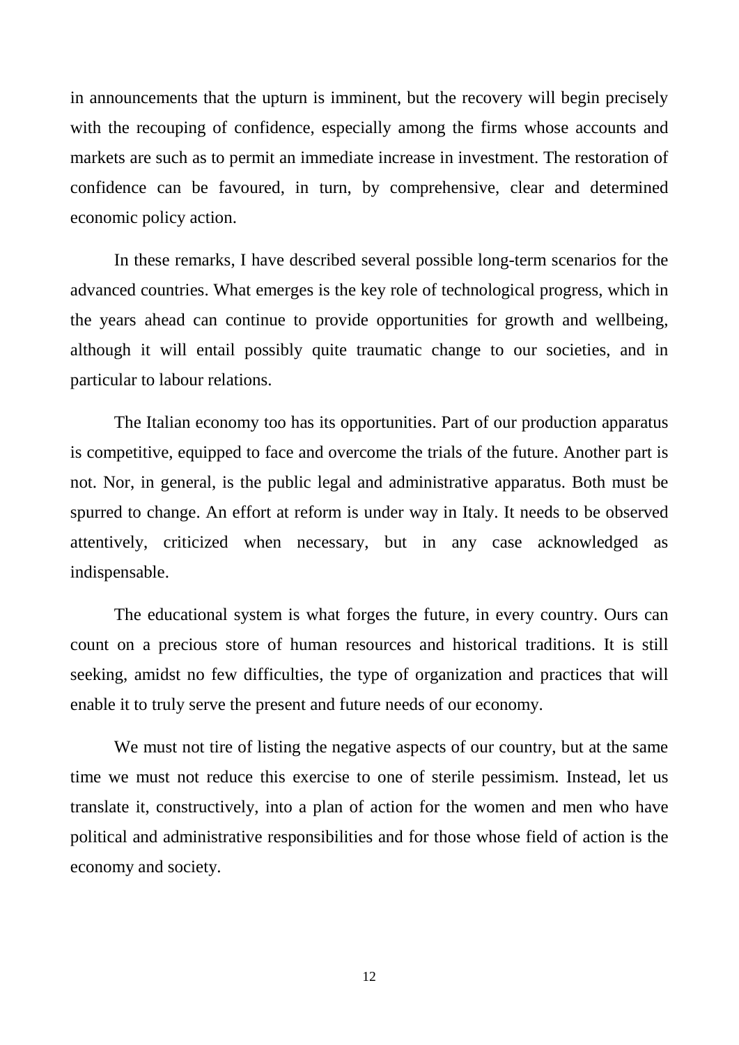in announcements that the upturn is imminent, but the recovery will begin precisely with the recouping of confidence, especially among the firms whose accounts and markets are such as to permit an immediate increase in investment. The restoration of confidence can be favoured, in turn, by comprehensive, clear and determined economic policy action.

In these remarks, I have described several possible long-term scenarios for the advanced countries. What emerges is the key role of technological progress, which in the years ahead can continue to provide opportunities for growth and wellbeing, although it will entail possibly quite traumatic change to our societies, and in particular to labour relations.

The Italian economy too has its opportunities. Part of our production apparatus is competitive, equipped to face and overcome the trials of the future. Another part is not. Nor, in general, is the public legal and administrative apparatus. Both must be spurred to change. An effort at reform is under way in Italy. It needs to be observed attentively, criticized when necessary, but in any case acknowledged as indispensable.

The educational system is what forges the future, in every country. Ours can count on a precious store of human resources and historical traditions. It is still seeking, amidst no few difficulties, the type of organization and practices that will enable it to truly serve the present and future needs of our economy.

We must not tire of listing the negative aspects of our country, but at the same time we must not reduce this exercise to one of sterile pessimism. Instead, let us translate it, constructively, into a plan of action for the women and men who have political and administrative responsibilities and for those whose field of action is the economy and society.